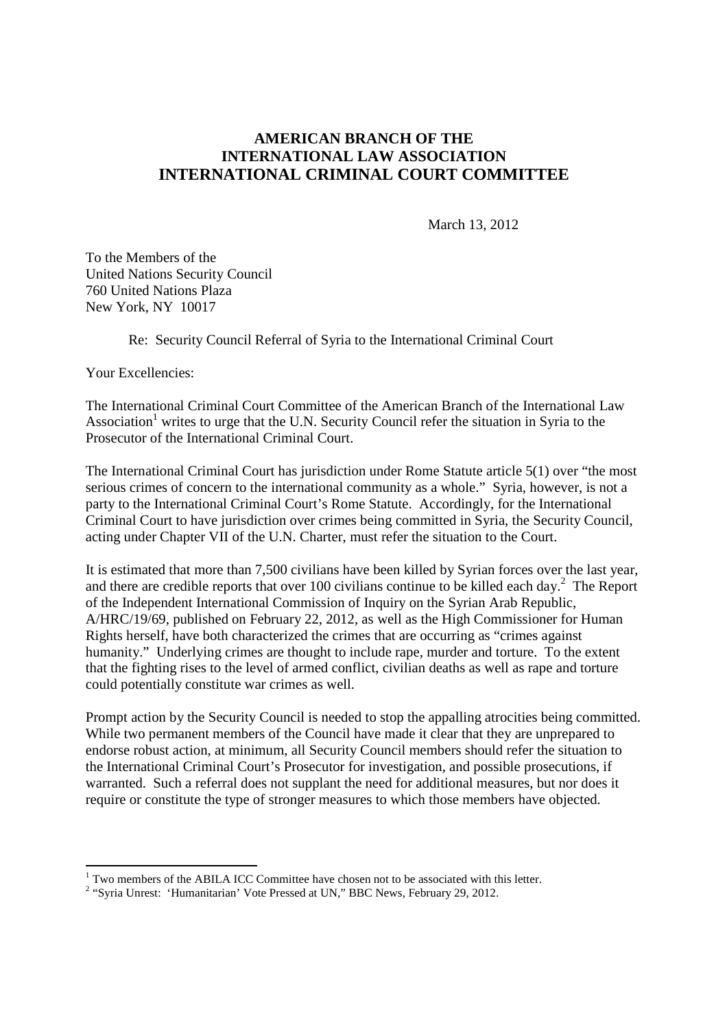# AMERICAN BRANCH OF THE INTERNATIONAL LAW ASSOCIATION INTERNATIONAL CRIMINAL COURT COMMITTEE

March 13, 2012

To the Members of the
United Nations Security Council
760 United Nations Plaza
New York, NY 10017

Re: Security Council Referral of Syria to the International Criminal Court

Your Excellencies:

The International Criminal Court Committee of the American Branch of the International Law Association[1] writes to urge that the U.N. Security Council refer the situation in Syria to the Prosecutor of the International Criminal Court.

The International Criminal Court has jurisdiction under Rome Statute article 5(1) over "the most serious crimes of concern to the international community as a whole." Syria, however, is not a party to the International Criminal Court's Rome Statute. Accordingly, for the International Criminal Court to have jurisdiction over crimes being committed in Syria, the Security Council, acting under Chapter VII of the U.N. Charter, must refer the situation to the Court.

It is estimated that more than 7,500 civilians have been killed by Syrian forces over the last year, and there are credible reports that over 100 civilians continue to be killed each day.[2] The Report of the Independent International Commission of Inquiry on the Syrian Arab Republic, A/HRC/19/69, published on February 22, 2012, as well as the High Commissioner for Human Rights herself, have both characterized the crimes that are occurring as "crimes against humanity." Underlying crimes are thought to include rape, murder and torture. To the extent that the fighting rises to the level of armed conflict, civilian deaths as well as rape and torture could potentially constitute war crimes as well.

Prompt action by the Security Council is needed to stop the appalling atrocities being committed. While two permanent members of the Council have made it clear that they are unprepared to endorse robust action, at minimum, all Security Council members should refer the situation to the International Criminal Court's Prosecutor for investigation, and possible prosecutions, if warranted. Such a referral does not supplant the need for additional measures, but nor does it require or constitute the type of stronger measures to which those members have objected.

---

[1] Two members of the ABILA ICC Committee have chosen not to be associated with this letter.

[2] "Syria Unrest: 'Humanitarian' Vote Pressed at UN," BBC News, February 29, 2012.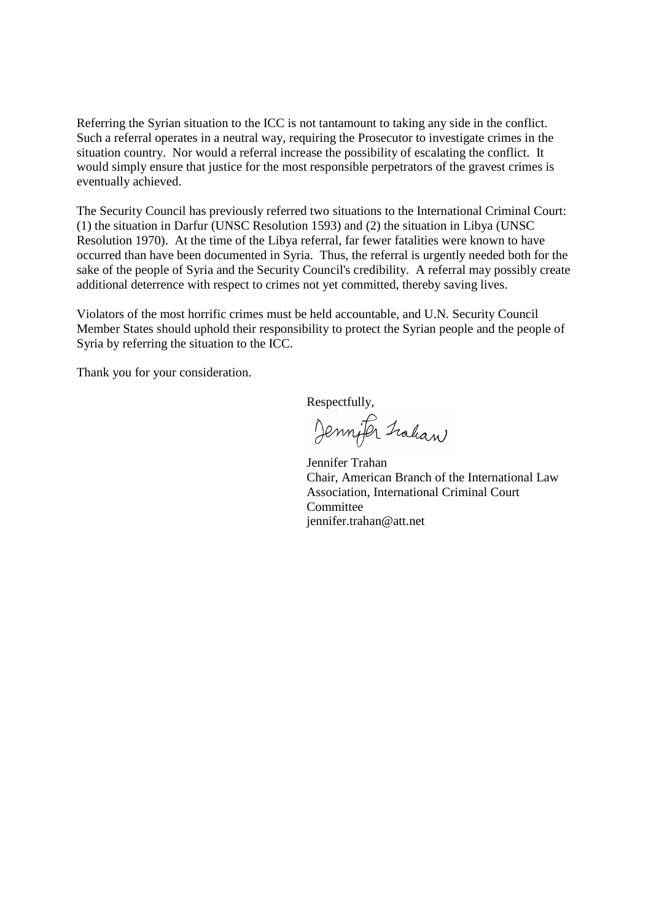Referring the Syrian situation to the ICC is not tantamount to taking any side in the conflict. Such a referral operates in a neutral way, requiring the Prosecutor to investigate crimes in the situation country. Nor would a referral increase the possibility of escalating the conflict. It would simply ensure that justice for the most responsible perpetrators of the gravest crimes is eventually achieved.

The Security Council has previously referred two situations to the International Criminal Court: (1) the situation in Darfur (UNSC Resolution 1593) and (2) the situation in Libya (UNSC Resolution 1970). At the time of the Libya referral, far fewer fatalities were known to have occurred than have been documented in Syria. Thus, the referral is urgently needed both for the sake of the people of Syria and the Security Council's credibility. A referral may possibly create additional deterrence with respect to crimes not yet committed, thereby saving lives.

Violators of the most horrific crimes must be held accountable, and U.N. Security Council Member States should uphold their responsibility to protect the Syrian people and the people of Syria by referring the situation to the ICC.

Thank you for your consideration.

Respectfully,

Jennifer Trahan

Jennifer Trahan
Chair, American Branch of the International Law Association, International Criminal Court Committee
jennifer.trahan@att.net